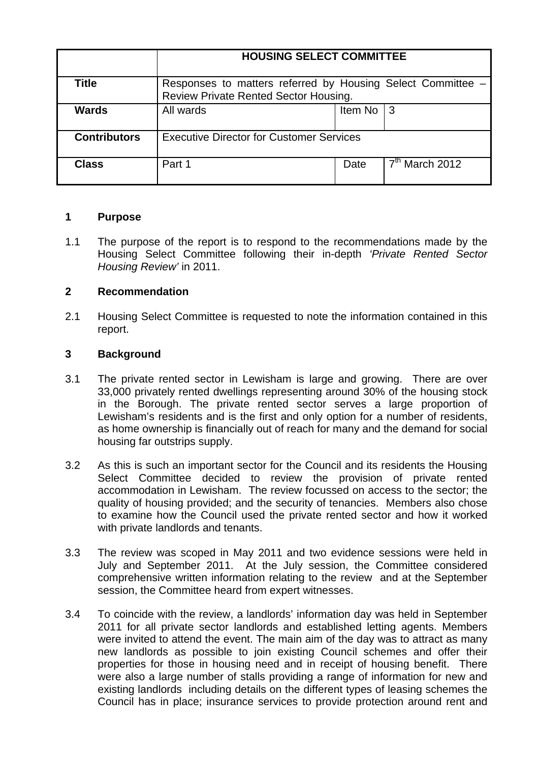| | HOUSING SELECT COMMITTEE | | |
|---|---|---|---|
| **Title** | Responses to matters referred by Housing Select Committee – Review Private Rented Sector Housing. | | |
| **Wards** | All wards | Item No | 3 |
| **Contributors** | Executive Director for Customer Services | | |
| **Class** | Part 1 | Date | 7th March 2012 |

## 1 Purpose

1.1 The purpose of the report is to respond to the recommendations made by the Housing Select Committee following their in-depth *'Private Rented Sector Housing Review'* in 2011.

## 2 Recommendation

2.1 Housing Select Committee is requested to note the information contained in this report.

## 3 Background

3.1 The private rented sector in Lewisham is large and growing. There are over 33,000 privately rented dwellings representing around 30% of the housing stock in the Borough. The private rented sector serves a large proportion of Lewisham's residents and is the first and only option for a number of residents, as home ownership is financially out of reach for many and the demand for social housing far outstrips supply.

3.2 As this is such an important sector for the Council and its residents the Housing Select Committee decided to review the provision of private rented accommodation in Lewisham. The review focussed on access to the sector; the quality of housing provided; and the security of tenancies. Members also chose to examine how the Council used the private rented sector and how it worked with private landlords and tenants.

3.3 The review was scoped in May 2011 and two evidence sessions were held in July and September 2011. At the July session, the Committee considered comprehensive written information relating to the review and at the September session, the Committee heard from expert witnesses.

3.4 To coincide with the review, a landlords' information day was held in September 2011 for all private sector landlords and established letting agents. Members were invited to attend the event. The main aim of the day was to attract as many new landlords as possible to join existing Council schemes and offer their properties for those in housing need and in receipt of housing benefit. There were also a large number of stalls providing a range of information for new and existing landlords including details on the different types of leasing schemes the Council has in place; insurance services to provide protection around rent and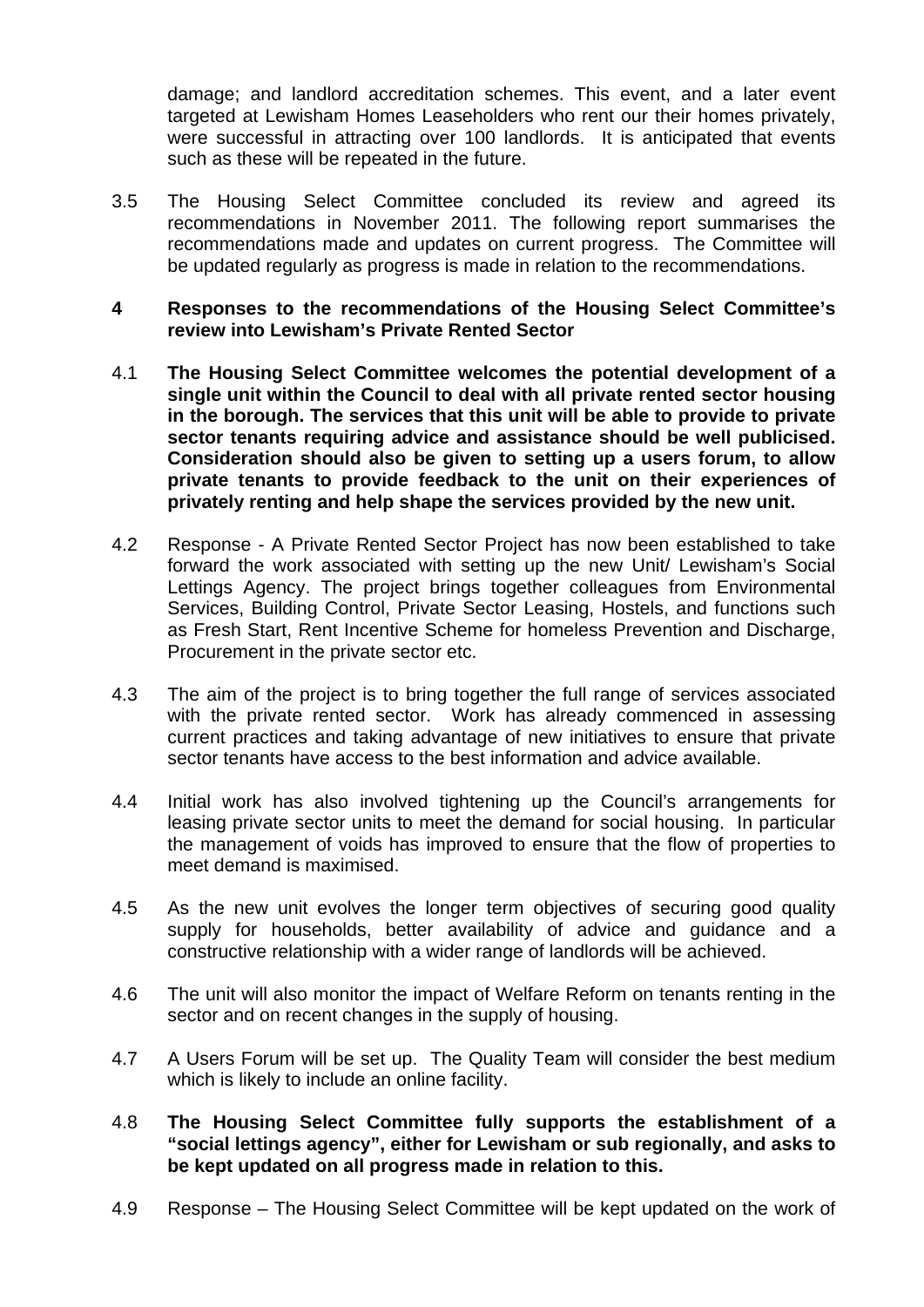damage; and landlord accreditation schemes. This event, and a later event targeted at Lewisham Homes Leaseholders who rent our their homes privately, were successful in attracting over 100 landlords. It is anticipated that events such as these will be repeated in the future.

3.5 The Housing Select Committee concluded its review and agreed its recommendations in November 2011. The following report summarises the recommendations made and updates on current progress. The Committee will be updated regularly as progress is made in relation to the recommendations.

## 4 Responses to the recommendations of the Housing Select Committee's review into Lewisham's Private Rented Sector

4.1 **The Housing Select Committee welcomes the potential development of a single unit within the Council to deal with all private rented sector housing in the borough. The services that this unit will be able to provide to private sector tenants requiring advice and assistance should be well publicised. Consideration should also be given to setting up a users forum, to allow private tenants to provide feedback to the unit on their experiences of privately renting and help shape the services provided by the new unit.**

4.2 Response - A Private Rented Sector Project has now been established to take forward the work associated with setting up the new Unit/ Lewisham's Social Lettings Agency. The project brings together colleagues from Environmental Services, Building Control, Private Sector Leasing, Hostels, and functions such as Fresh Start, Rent Incentive Scheme for homeless Prevention and Discharge, Procurement in the private sector etc.

4.3 The aim of the project is to bring together the full range of services associated with the private rented sector. Work has already commenced in assessing current practices and taking advantage of new initiatives to ensure that private sector tenants have access to the best information and advice available.

4.4 Initial work has also involved tightening up the Council's arrangements for leasing private sector units to meet the demand for social housing. In particular the management of voids has improved to ensure that the flow of properties to meet demand is maximised.

4.5 As the new unit evolves the longer term objectives of securing good quality supply for households, better availability of advice and guidance and a constructive relationship with a wider range of landlords will be achieved.

4.6 The unit will also monitor the impact of Welfare Reform on tenants renting in the sector and on recent changes in the supply of housing.

4.7 A Users Forum will be set up. The Quality Team will consider the best medium which is likely to include an online facility.

4.8 **The Housing Select Committee fully supports the establishment of a "social lettings agency", either for Lewisham or sub regionally, and asks to be kept updated on all progress made in relation to this.**

4.9 Response – The Housing Select Committee will be kept updated on the work of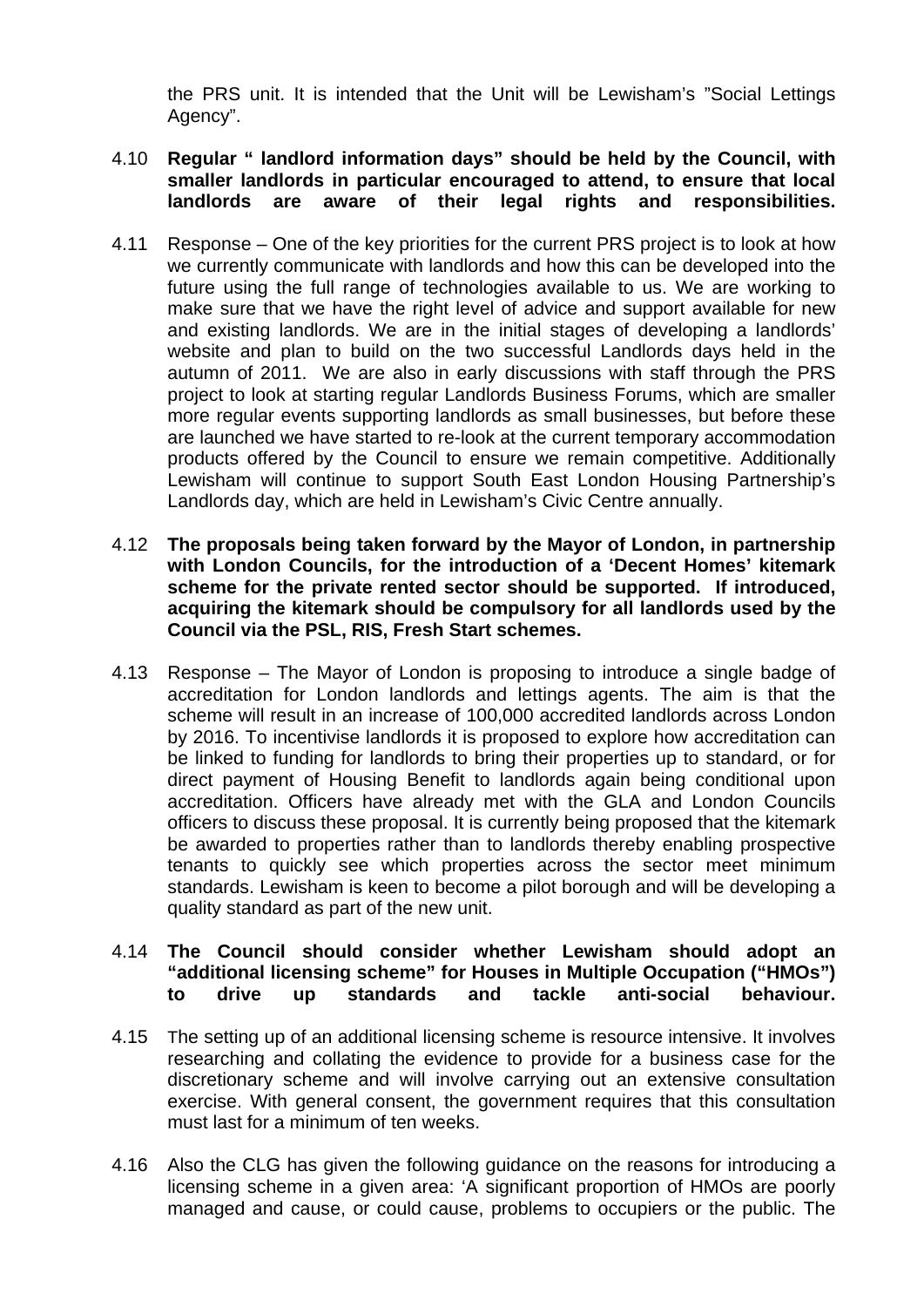the PRS unit. It is intended that the Unit will be Lewisham's "Social Lettings Agency".

4.10 **Regular " landlord information days" should be held by the Council, with smaller landlords in particular encouraged to attend, to ensure that local landlords are aware of their legal rights and responsibilities.**

4.11 Response – One of the key priorities for the current PRS project is to look at how we currently communicate with landlords and how this can be developed into the future using the full range of technologies available to us. We are working to make sure that we have the right level of advice and support available for new and existing landlords. We are in the initial stages of developing a landlords' website and plan to build on the two successful Landlords days held in the autumn of 2011. We are also in early discussions with staff through the PRS project to look at starting regular Landlords Business Forums, which are smaller more regular events supporting landlords as small businesses, but before these are launched we have started to re-look at the current temporary accommodation products offered by the Council to ensure we remain competitive. Additionally Lewisham will continue to support South East London Housing Partnership's Landlords day, which are held in Lewisham's Civic Centre annually.

4.12 **The proposals being taken forward by the Mayor of London, in partnership with London Councils, for the introduction of a 'Decent Homes' kitemark scheme for the private rented sector should be supported. If introduced, acquiring the kitemark should be compulsory for all landlords used by the Council via the PSL, RIS, Fresh Start schemes.**

4.13 Response – The Mayor of London is proposing to introduce a single badge of accreditation for London landlords and lettings agents. The aim is that the scheme will result in an increase of 100,000 accredited landlords across London by 2016. To incentivise landlords it is proposed to explore how accreditation can be linked to funding for landlords to bring their properties up to standard, or for direct payment of Housing Benefit to landlords again being conditional upon accreditation. Officers have already met with the GLA and London Councils officers to discuss these proposal. It is currently being proposed that the kitemark be awarded to properties rather than to landlords thereby enabling prospective tenants to quickly see which properties across the sector meet minimum standards. Lewisham is keen to become a pilot borough and will be developing a quality standard as part of the new unit.

4.14 **The Council should consider whether Lewisham should adopt an "additional licensing scheme" for Houses in Multiple Occupation ("HMOs") to drive up standards and tackle anti-social behaviour.**

4.15 The setting up of an additional licensing scheme is resource intensive. It involves researching and collating the evidence to provide for a business case for the discretionary scheme and will involve carrying out an extensive consultation exercise. With general consent, the government requires that this consultation must last for a minimum of ten weeks.

4.16 Also the CLG has given the following guidance on the reasons for introducing a licensing scheme in a given area: 'A significant proportion of HMOs are poorly managed and cause, or could cause, problems to occupiers or the public. The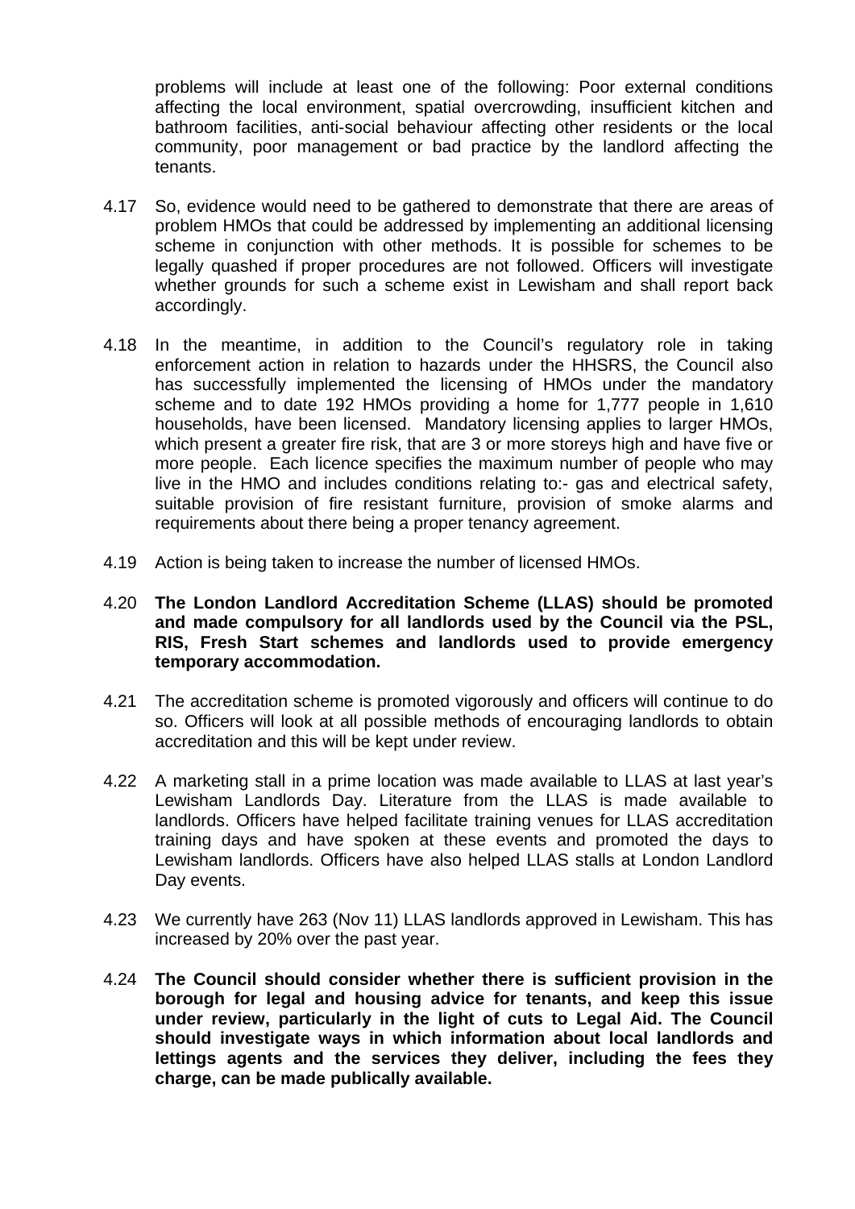problems will include at least one of the following: Poor external conditions affecting the local environment, spatial overcrowding, insufficient kitchen and bathroom facilities, anti-social behaviour affecting other residents or the local community, poor management or bad practice by the landlord affecting the tenants.

4.17 So, evidence would need to be gathered to demonstrate that there are areas of problem HMOs that could be addressed by implementing an additional licensing scheme in conjunction with other methods. It is possible for schemes to be legally quashed if proper procedures are not followed. Officers will investigate whether grounds for such a scheme exist in Lewisham and shall report back accordingly.

4.18 In the meantime, in addition to the Council's regulatory role in taking enforcement action in relation to hazards under the HHSRS, the Council also has successfully implemented the licensing of HMOs under the mandatory scheme and to date 192 HMOs providing a home for 1,777 people in 1,610 households, have been licensed. Mandatory licensing applies to larger HMOs, which present a greater fire risk, that are 3 or more storeys high and have five or more people. Each licence specifies the maximum number of people who may live in the HMO and includes conditions relating to:- gas and electrical safety, suitable provision of fire resistant furniture, provision of smoke alarms and requirements about there being a proper tenancy agreement.

4.19 Action is being taken to increase the number of licensed HMOs.

4.20 **The London Landlord Accreditation Scheme (LLAS) should be promoted and made compulsory for all landlords used by the Council via the PSL, RIS, Fresh Start schemes and landlords used to provide emergency temporary accommodation.**

4.21 The accreditation scheme is promoted vigorously and officers will continue to do so. Officers will look at all possible methods of encouraging landlords to obtain accreditation and this will be kept under review.

4.22 A marketing stall in a prime location was made available to LLAS at last year's Lewisham Landlords Day. Literature from the LLAS is made available to landlords. Officers have helped facilitate training venues for LLAS accreditation training days and have spoken at these events and promoted the days to Lewisham landlords. Officers have also helped LLAS stalls at London Landlord Day events.

4.23 We currently have 263 (Nov 11) LLAS landlords approved in Lewisham. This has increased by 20% over the past year.

4.24 **The Council should consider whether there is sufficient provision in the borough for legal and housing advice for tenants, and keep this issue under review, particularly in the light of cuts to Legal Aid. The Council should investigate ways in which information about local landlords and lettings agents and the services they deliver, including the fees they charge, can be made publically available.**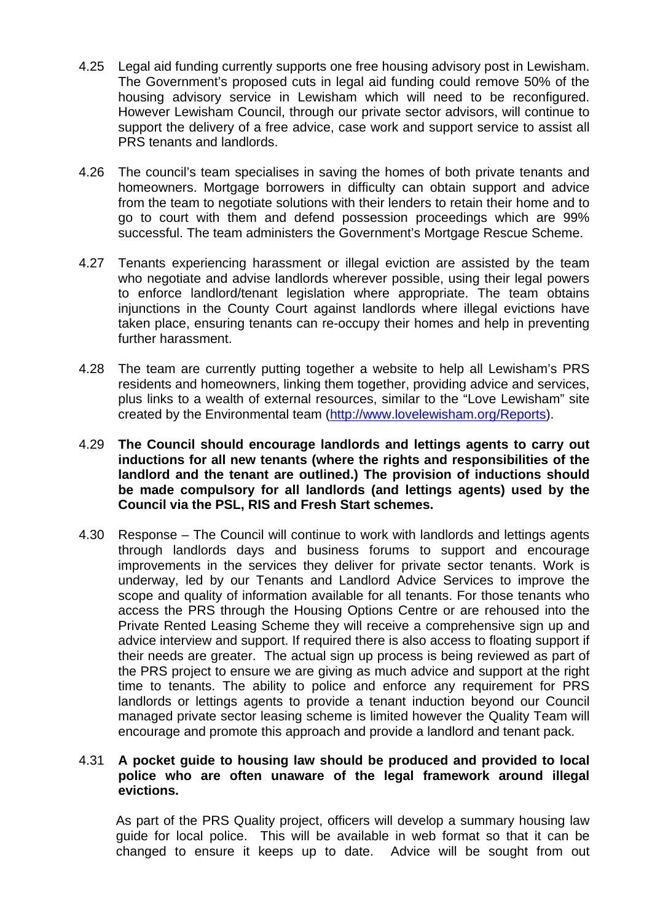4.25 Legal aid funding currently supports one free housing advisory post in Lewisham. The Government's proposed cuts in legal aid funding could remove 50% of the housing advisory service in Lewisham which will need to be reconfigured. However Lewisham Council, through our private sector advisors, will continue to support the delivery of a free advice, case work and support service to assist all PRS tenants and landlords.

4.26 The council's team specialises in saving the homes of both private tenants and homeowners. Mortgage borrowers in difficulty can obtain support and advice from the team to negotiate solutions with their lenders to retain their home and to go to court with them and defend possession proceedings which are 99% successful. The team administers the Government's Mortgage Rescue Scheme.

4.27 Tenants experiencing harassment or illegal eviction are assisted by the team who negotiate and advise landlords wherever possible, using their legal powers to enforce landlord/tenant legislation where appropriate. The team obtains injunctions in the County Court against landlords where illegal evictions have taken place, ensuring tenants can re-occupy their homes and help in preventing further harassment.

4.28 The team are currently putting together a website to help all Lewisham's PRS residents and homeowners, linking them together, providing advice and services, plus links to a wealth of external resources, similar to the "Love Lewisham" site created by the Environmental team (http://www.lovelewisham.org/Reports).

4.29 **The Council should encourage landlords and lettings agents to carry out inductions for all new tenants (where the rights and responsibilities of the landlord and the tenant are outlined.) The provision of inductions should be made compulsory for all landlords (and lettings agents) used by the Council via the PSL, RIS and Fresh Start schemes.**

4.30 Response – The Council will continue to work with landlords and lettings agents through landlords days and business forums to support and encourage improvements in the services they deliver for private sector tenants. Work is underway, led by our Tenants and Landlord Advice Services to improve the scope and quality of information available for all tenants. For those tenants who access the PRS through the Housing Options Centre or are rehoused into the Private Rented Leasing Scheme they will receive a comprehensive sign up and advice interview and support. If required there is also access to floating support if their needs are greater. The actual sign up process is being reviewed as part of the PRS project to ensure we are giving as much advice and support at the right time to tenants. The ability to police and enforce any requirement for PRS landlords or lettings agents to provide a tenant induction beyond our Council managed private sector leasing scheme is limited however the Quality Team will encourage and promote this approach and provide a landlord and tenant pack.

4.31 **A pocket guide to housing law should be produced and provided to local police who are often unaware of the legal framework around illegal evictions.**

As part of the PRS Quality project, officers will develop a summary housing law guide for local police. This will be available in web format so that it can be changed to ensure it keeps up to date. Advice will be sought from out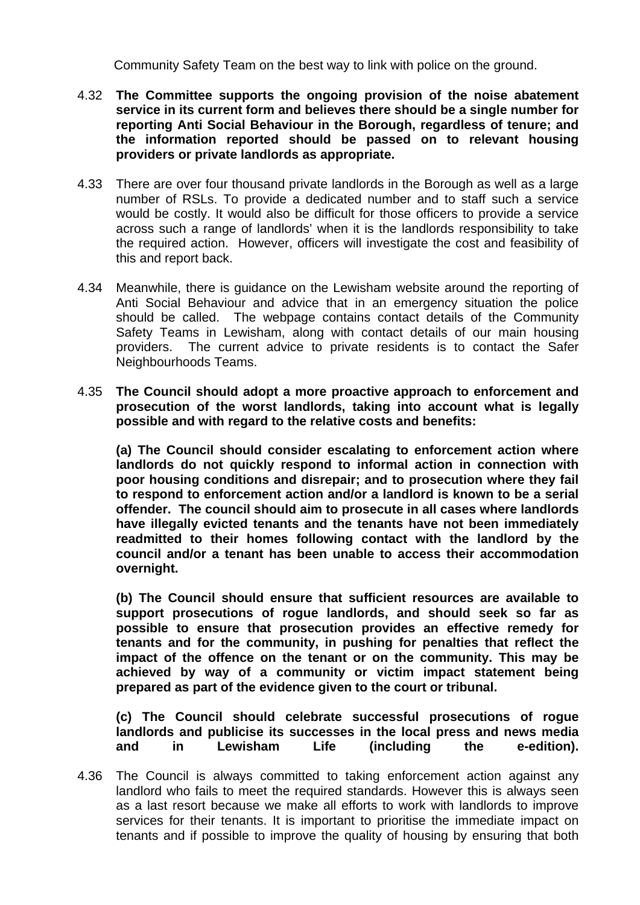Community Safety Team on the best way to link with police on the ground.

4.32 **The Committee supports the ongoing provision of the noise abatement service in its current form and believes there should be a single number for reporting Anti Social Behaviour in the Borough, regardless of tenure; and the information reported should be passed on to relevant housing providers or private landlords as appropriate.**

4.33 There are over four thousand private landlords in the Borough as well as a large number of RSLs. To provide a dedicated number and to staff such a service would be costly. It would also be difficult for those officers to provide a service across such a range of landlords' when it is the landlords responsibility to take the required action. However, officers will investigate the cost and feasibility of this and report back.

4.34 Meanwhile, there is guidance on the Lewisham website around the reporting of Anti Social Behaviour and advice that in an emergency situation the police should be called. The webpage contains contact details of the Community Safety Teams in Lewisham, along with contact details of our main housing providers. The current advice to private residents is to contact the Safer Neighbourhoods Teams.

4.35 **The Council should adopt a more proactive approach to enforcement and prosecution of the worst landlords, taking into account what is legally possible and with regard to the relative costs and benefits:**

**(a) The Council should consider escalating to enforcement action where landlords do not quickly respond to informal action in connection with poor housing conditions and disrepair; and to prosecution where they fail to respond to enforcement action and/or a landlord is known to be a serial offender. The council should aim to prosecute in all cases where landlords have illegally evicted tenants and the tenants have not been immediately readmitted to their homes following contact with the landlord by the council and/or a tenant has been unable to access their accommodation overnight.**

**(b) The Council should ensure that sufficient resources are available to support prosecutions of rogue landlords, and should seek so far as possible to ensure that prosecution provides an effective remedy for tenants and for the community, in pushing for penalties that reflect the impact of the offence on the tenant or on the community. This may be achieved by way of a community or victim impact statement being prepared as part of the evidence given to the court or tribunal.**

**(c) The Council should celebrate successful prosecutions of rogue landlords and publicise its successes in the local press and news media and in Lewisham Life (including the e-edition).**

4.36 The Council is always committed to taking enforcement action against any landlord who fails to meet the required standards. However this is always seen as a last resort because we make all efforts to work with landlords to improve services for their tenants. It is important to prioritise the immediate impact on tenants and if possible to improve the quality of housing by ensuring that both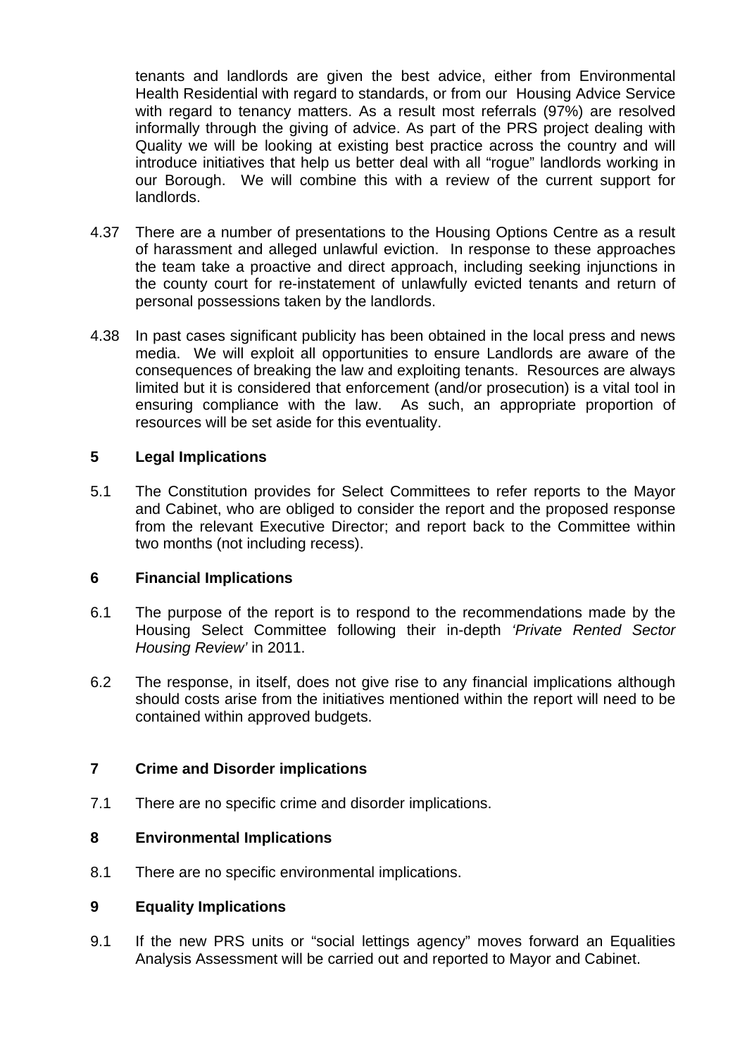tenants and landlords are given the best advice, either from Environmental Health Residential with regard to standards, or from our Housing Advice Service with regard to tenancy matters. As a result most referrals (97%) are resolved informally through the giving of advice. As part of the PRS project dealing with Quality we will be looking at existing best practice across the country and will introduce initiatives that help us better deal with all "rogue" landlords working in our Borough. We will combine this with a review of the current support for landlords.

4.37 There are a number of presentations to the Housing Options Centre as a result of harassment and alleged unlawful eviction. In response to these approaches the team take a proactive and direct approach, including seeking injunctions in the county court for re-instatement of unlawfully evicted tenants and return of personal possessions taken by the landlords.

4.38 In past cases significant publicity has been obtained in the local press and news media. We will exploit all opportunities to ensure Landlords are aware of the consequences of breaking the law and exploiting tenants. Resources are always limited but it is considered that enforcement (and/or prosecution) is a vital tool in ensuring compliance with the law. As such, an appropriate proportion of resources will be set aside for this eventuality.

## 5 Legal Implications

5.1 The Constitution provides for Select Committees to refer reports to the Mayor and Cabinet, who are obliged to consider the report and the proposed response from the relevant Executive Director; and report back to the Committee within two months (not including recess).

## 6 Financial Implications

6.1 The purpose of the report is to respond to the recommendations made by the Housing Select Committee following their in-depth *'Private Rented Sector Housing Review'* in 2011.

6.2 The response, in itself, does not give rise to any financial implications although should costs arise from the initiatives mentioned within the report will need to be contained within approved budgets.

## 7 Crime and Disorder implications

7.1 There are no specific crime and disorder implications.

## 8 Environmental Implications

8.1 There are no specific environmental implications.

## 9 Equality Implications

9.1 If the new PRS units or "social lettings agency" moves forward an Equalities Analysis Assessment will be carried out and reported to Mayor and Cabinet.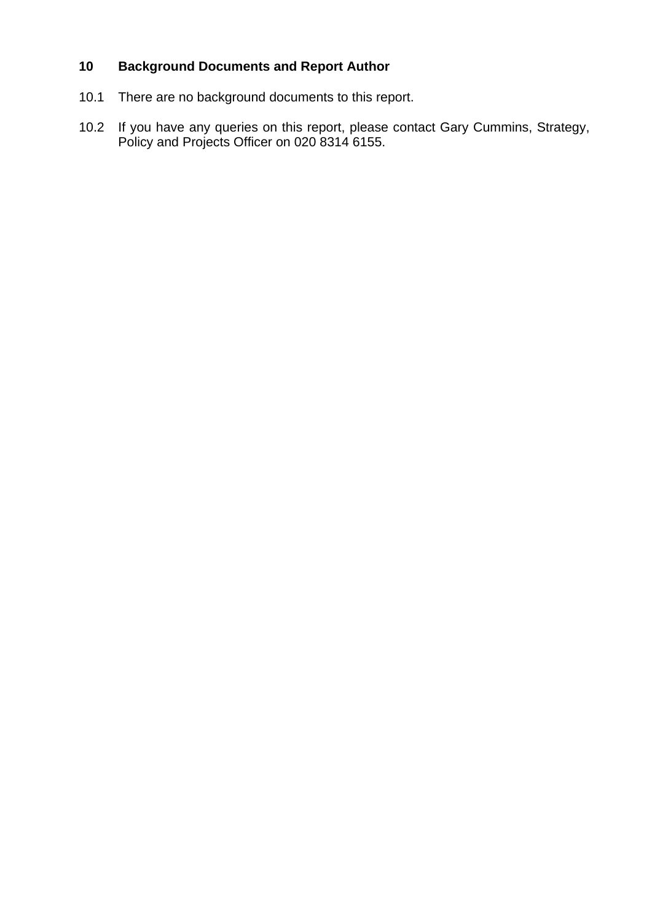## 10 Background Documents and Report Author

10.1 There are no background documents to this report.

10.2 If you have any queries on this report, please contact Gary Cummins, Strategy, Policy and Projects Officer on 020 8314 6155.